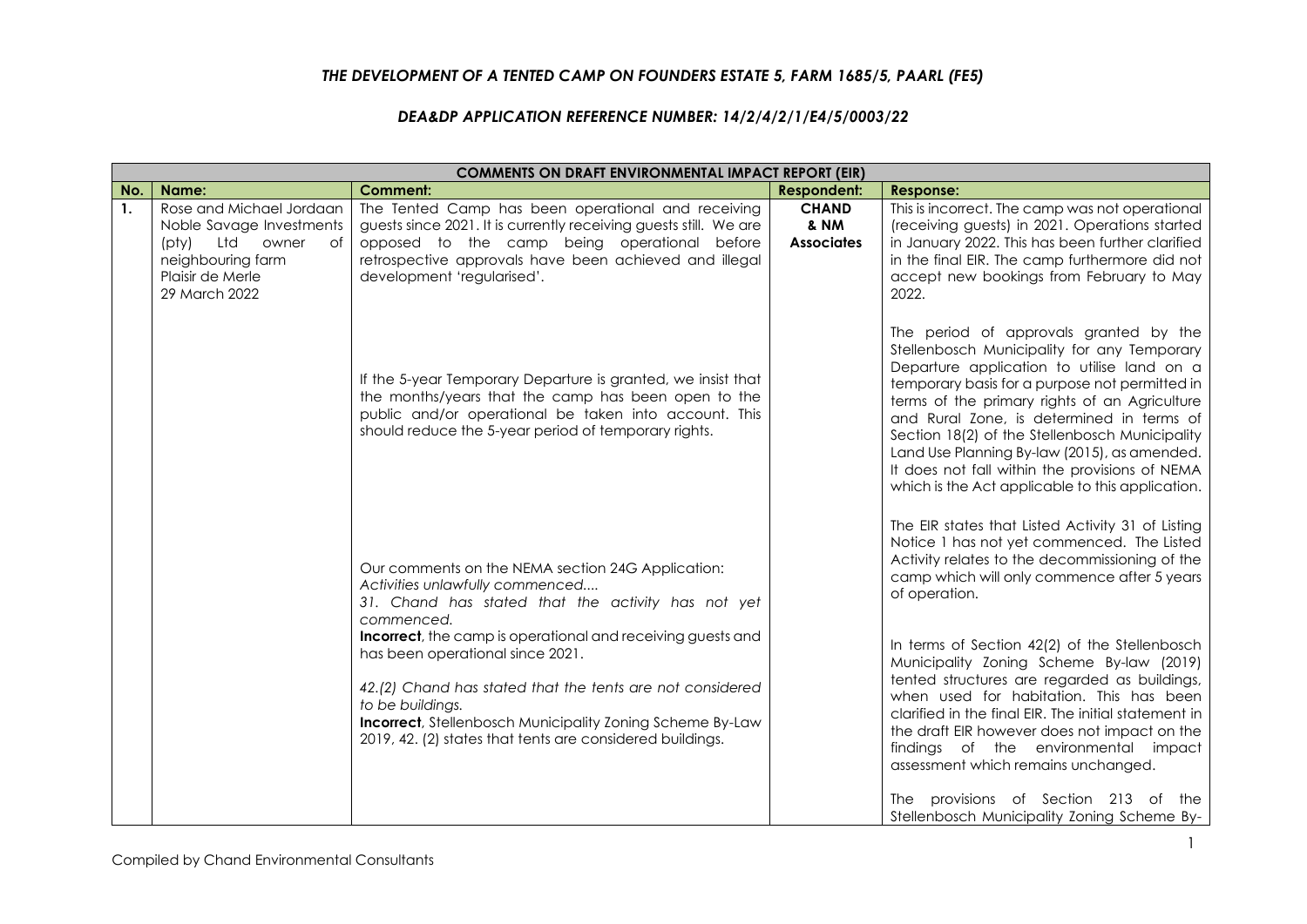# *THE DEVELOPMENT OF A TENTED CAMP ON FOUNDERS ESTATE 5, FARM 1685/5, PAARL (FE5)*

## *DEA&DP APPLICATION REFERENCE NUMBER: 14/2/4/2/1/E4/5/0003/22*

| **COMMENTS ON DRAFT ENVIRONMENTAL IMPACT REPORT (EIR)** | | | | |
|---|---|---|---|---|
| **No.** | **Name:** | **Comment:** | **Respondent:** | **Response:** |
| **1.** | Rose and Michael Jordaan Noble Savage Investments (pty) Ltd owner of neighbouring farm Plaisir de Merle 29 March 2022 | The Tented Camp has been operational and receiving guests since 2021. It is currently receiving guests still. We are opposed to the camp being operational before retrospective approvals have been achieved and illegal development 'regularised'. | **CHAND & NM Associates** | This is incorrect. The camp was not operational (receiving guests) in 2021. Operations started in January 2022. This has been further clarified in the final EIR. The camp furthermore did not accept new bookings from February to May 2022. |
| | | If the 5-year Temporary Departure is granted, we insist that the months/years that the camp has been open to the public and/or operational be taken into account. This should reduce the 5-year period of temporary rights. | | The period of approvals granted by the Stellenbosch Municipality for any Temporary Departure application to utilise land on a temporary basis for a purpose not permitted in terms of the primary rights of an Agriculture and Rural Zone, is determined in terms of Section 18(2) of the Stellenbosch Municipality Land Use Planning By-law (2015), as amended. It does not fall within the provisions of NEMA which is the Act applicable to this application. |
| | | Our comments on the NEMA section 24G Application:<br>*Activities unlawfully commenced....*<br>*31. Chand has stated that the activity has not yet commenced.*<br>**Incorrect**, the camp is operational and receiving guests and has been operational since 2021. | | The EIR states that Listed Activity 31 of Listing Notice 1 has not yet commenced. The Listed Activity relates to the decommissioning of the camp which will only commence after 5 years of operation. |
| | | *42.(2) Chand has stated that the tents are not considered to be buildings.*<br>**Incorrect**, Stellenbosch Municipality Zoning Scheme By-Law 2019, 42. (2) states that tents are considered buildings. | | In terms of Section 42(2) of the Stellenbosch Municipality Zoning Scheme By-law (2019) tented structures are regarded as buildings, when used for habitation. This has been clarified in the final EIR. The initial statement in the draft EIR however does not impact on the findings of the environmental impact assessment which remains unchanged.<br><br>The provisions of Section 213 of the Stellenbosch Municipality Zoning Scheme By- |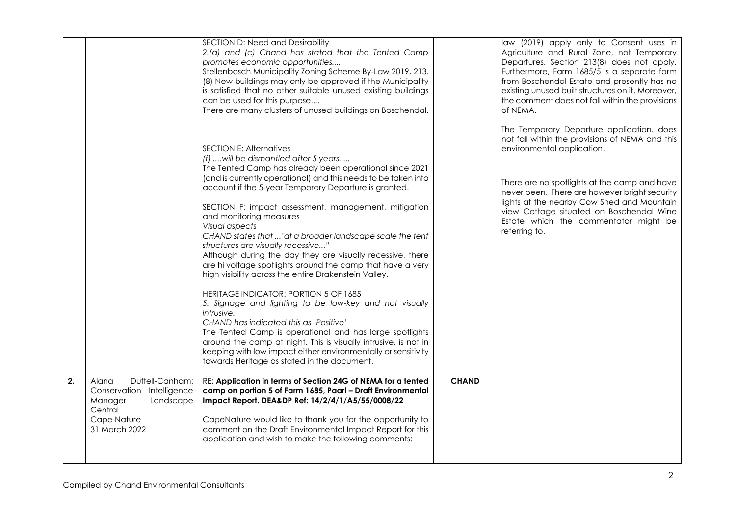| | | | | |
|---|---|---|---|---|
| | | SECTION D: Need and Desirability<br>2.(a) and (c) Chand has stated that the Tented Camp *promotes economic opportunities....*<br>Stellenbosch Municipality Zoning Scheme By-Law 2019, 213. (8) New buildings may only be approved if the Municipality is satisfied that no other suitable unused existing buildings can be used for this purpose....<br>There are many clusters of unused buildings on Boschendal.<br><br>SECTION E: Alternatives<br>*(f) ....will be dismantled after 5 years.....*<br>The Tented Camp has already been operational since 2021 (and is currently operational) and this needs to be taken into account if the 5-year Temporary Departure is granted.<br><br>SECTION F: impact assessment, management, mitigation and monitoring measures<br>*Visual aspects*<br>*CHAND states that ...'at a broader landscape scale the tent structures are visually recessive..."*<br>Although during the day they are visually recessive, there are hi voltage spotlights around the camp that have a very high visibility across the entire Drakenstein Valley.<br><br>HERITAGE INDICATOR: PORTION 5 OF 1685<br>*5. Signage and lighting to be low-key and not visually intrusive.*<br>*CHAND has indicated this as 'Positive'*<br>The Tented Camp is operational and has large spotlights around the camp at night. This is visually intrusive, is not in keeping with low impact either environmentally or sensitivity towards Heritage as stated in the document. | | law (2019) apply only to Consent uses in Agriculture and Rural Zone, not Temporary Departures. Section 213(8) does not apply. Furthermore, Farm 1685/5 is a separate farm from Boschendal Estate and presently has no existing unused built structures on it. Moreover, the comment does not fall within the provisions of NEMA.<br><br>The Temporary Departure application. does not fall within the provisions of NEMA and this environmental application.<br><br>There are no spotlights at the camp and have never been. There are however bright security lights at the nearby Cow Shed and Mountain view Cottage situated on Boschendal Wine Estate which the commentator might be referring to. |
| **2.** | Alana Duffell-Canham: Conservation Intelligence Manager – Landscape Central<br>Cape Nature<br>31 March 2022 | RE: **Application in terms of Section 24G of NEMA for a tented camp on portion 5 of Farm 1685, Paarl – Draft Environmental Impact Report. DEA&DP Ref: 14/2/4/1/A5/55/0008/22**<br><br>CapeNature would like to thank you for the opportunity to comment on the Draft Environmental Impact Report for this application and wish to make the following comments: | **CHAND** | |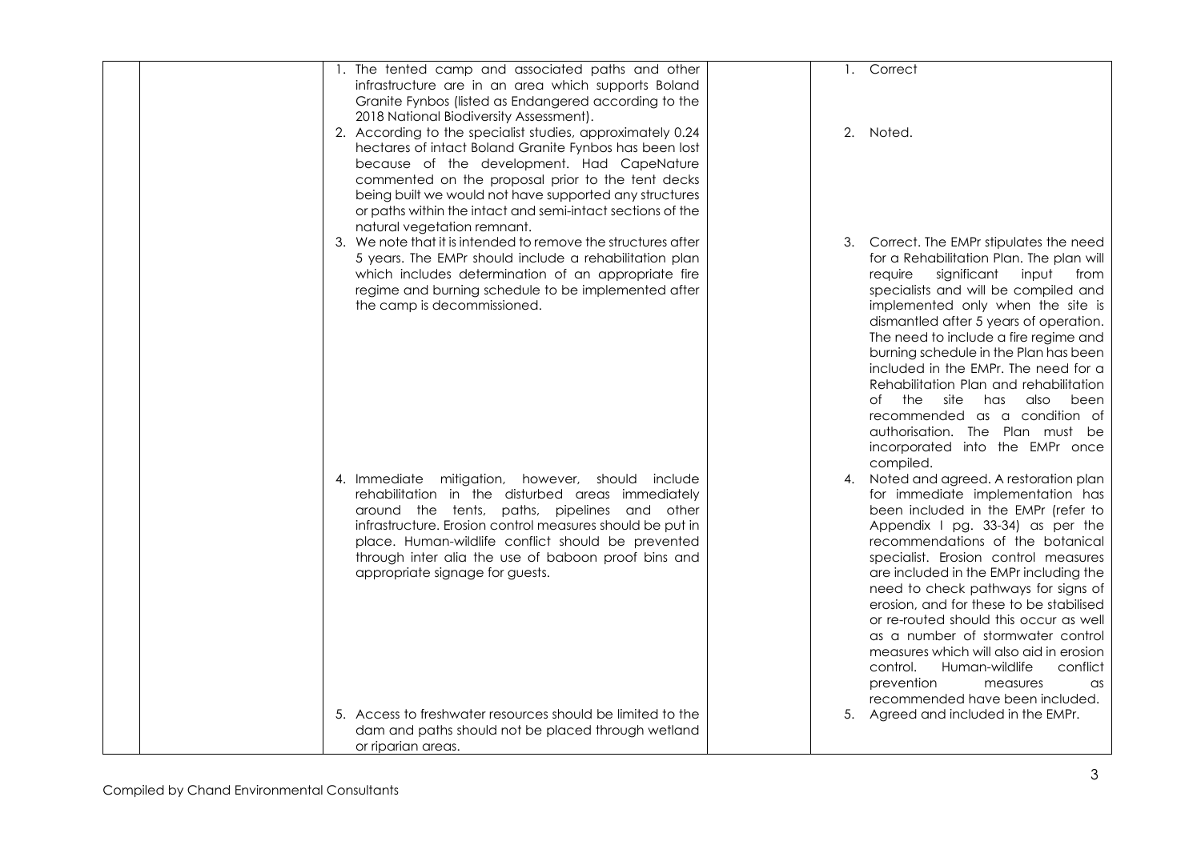| | | | | |
|---|---|---|---|---|
| | | 1. The tented camp and associated paths and other infrastructure are in an area which supports Boland Granite Fynbos (listed as Endangered according to the 2018 National Biodiversity Assessment).<br>2. According to the specialist studies, approximately 0.24 hectares of intact Boland Granite Fynbos has been lost because of the development. Had CapeNature commented on the proposal prior to the tent decks being built we would not have supported any structures or paths within the intact and semi-intact sections of the natural vegetation remnant.<br>3. We note that it is intended to remove the structures after 5 years. The EMPr should include a rehabilitation plan which includes determination of an appropriate fire regime and burning schedule to be implemented after the camp is decommissioned.<br>4. Immediate mitigation, however, should include rehabilitation in the disturbed areas immediately around the tents, paths, pipelines and other infrastructure. Erosion control measures should be put in place. Human-wildlife conflict should be prevented through inter alia the use of baboon proof bins and appropriate signage for guests.<br>5. Access to freshwater resources should be limited to the dam and paths should not be placed through wetland or riparian areas. | | 1. Correct<br>2. Noted.<br>3. Correct. The EMPr stipulates the need for a Rehabilitation Plan. The plan will require significant input from specialists and will be compiled and implemented only when the site is dismantled after 5 years of operation. The need to include a fire regime and burning schedule in the Plan has been included in the EMPr. The need for a Rehabilitation Plan and rehabilitation of the site has also been recommended as a condition of authorisation. The Plan must be incorporated into the EMPr once compiled.<br>4. Noted and agreed. A restoration plan for immediate implementation has been included in the EMPr (refer to Appendix I pg. 33-34) as per the recommendations of the botanical specialist. Erosion control measures are included in the EMPr including the need to check pathways for signs of erosion, and for these to be stabilised or re-routed should this occur as well as a number of stormwater control measures which will also aid in erosion control. Human-wildlife conflict prevention measures as recommended have been included.<br>5. Agreed and included in the EMPr. |

Compiled by Chand Environmental Consultants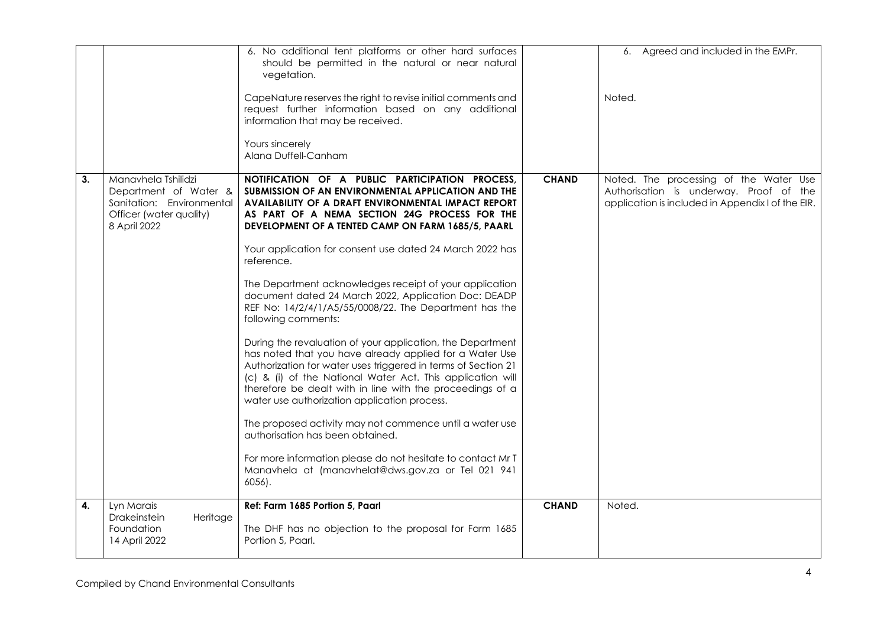| | | | | |
|---|---|---|---|---|
| | | 6. No additional tent platforms or other hard surfaces should be permitted in the natural or near natural vegetation.<br><br>CapeNature reserves the right to revise initial comments and request further information based on any additional information that may be received.<br><br>Yours sincerely<br>Alana Duffell-Canham | | 6. Agreed and included in the EMPr.<br><br>Noted. |
| **3.** | Manavhela Tshilidzi<br>Department of Water & Sanitation: Environmental Officer (water quality)<br>8 April 2022 | **NOTIFICATION OF A PUBLIC PARTICIPATION PROCESS, SUBMISSION OF AN ENVIRONMENTAL APPLICATION AND THE AVAILABILITY OF A DRAFT ENVIRONMENTAL IMPACT REPORT AS PART OF A NEMA SECTION 24G PROCESS FOR THE DEVELOPMENT OF A TENTED CAMP ON FARM 1685/5, PAARL**<br><br>Your application for consent use dated 24 March 2022 has reference.<br><br>The Department acknowledges receipt of your application document dated 24 March 2022, Application Doc: DEADP REF No: 14/2/4/1/A5/55/0008/22. The Department has the following comments:<br><br>During the revaluation of your application, the Department has noted that you have already applied for a Water Use Authorization for water uses triggered in terms of Section 21 (c) & (i) of the National Water Act. This application will therefore be dealt with in line with the proceedings of a water use authorization application process.<br><br>The proposed activity may not commence until a water use authorisation has been obtained.<br><br>For more information please do not hesitate to contact Mr T Manavhela at (manavhelat@dws.gov.za or Tel 021 941 6056). | **CHAND** | Noted. The processing of the Water Use Authorisation is underway. Proof of the application is included in Appendix I of the EIR. |
| **4.** | Lyn Marais<br>Drakeinstein Heritage Foundation<br>14 April 2022 | **Ref: Farm 1685 Portion 5, Paarl**<br><br>The DHF has no objection to the proposal for Farm 1685 Portion 5, Paarl. | **CHAND** | Noted. |

Compiled by Chand Environmental Consultants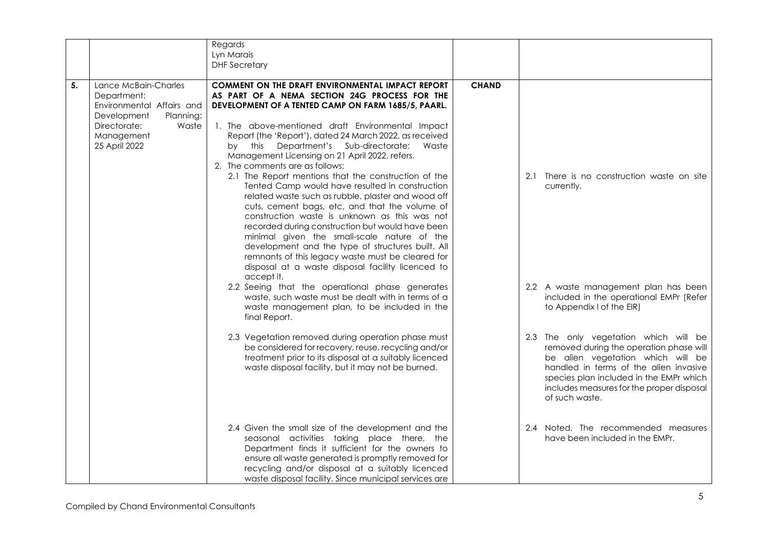|  |  |  |  |  |
|---|---|---|---|---|
|  |  | Regards<br>Lyn Marais<br>DHF Secretary |  |  |
| **5.** | Lance McBain-Charles<br>Department: Environmental Affairs and Development Planning: Directorate: Waste Management<br>25 April 2022 | **COMMENT ON THE DRAFT ENVIRONMENTAL IMPACT REPORT AS PART OF A NEMA SECTION 24G PROCESS FOR THE DEVELOPMENT OF A TENTED CAMP ON FARM 1685/5, PAARL.**<br><br>1. The above-mentioned draft Environmental Impact Report (the 'Report'), dated 24 March 2022, as received by this Department's Sub-directorate: Waste Management Licensing on 21 April 2022, refers.<br>2. The comments are as follows:<br>2.1 The Report mentions that the construction of the Tented Camp would have resulted in construction related waste such as rubble, plaster and wood off cuts, cement bags, etc, and that the volume of construction waste is unknown as this was not recorded during construction but would have been minimal given the small-scale nature of the development and the type of structures built. All remnants of this legacy waste must be cleared for disposal at a waste disposal facility licenced to accept it.<br>2.2 Seeing that the operational phase generates waste, such waste must be dealt with in terms of a waste management plan, to be included in the final Report.<br>2.3 Vegetation removed during operation phase must be considered for recovery, reuse, recycling and/or treatment prior to its disposal at a suitably licenced waste disposal facility, but it may not be burned.<br>2.4 Given the small size of the development and the seasonal activities taking place there, the Department finds it sufficient for the owners to ensure all waste generated is promptly removed for recycling and/or disposal at a suitably licenced waste disposal facility. Since municipal services are | **CHAND** | 2.1 There is no construction waste on site currently.<br><br>2.2 A waste management plan has been included in the operational EMPr (Refer to Appendix I of the EIR)<br><br>2.3 The only vegetation which will be removed during the operation phase will be alien vegetation which will be handled in terms of the alien invasive species plan included in the EMPr which includes measures for the proper disposal of such waste.<br><br>2.4 Noted. The recommended measures have been included in the EMPr. |

Compiled by Chand Environmental Consultants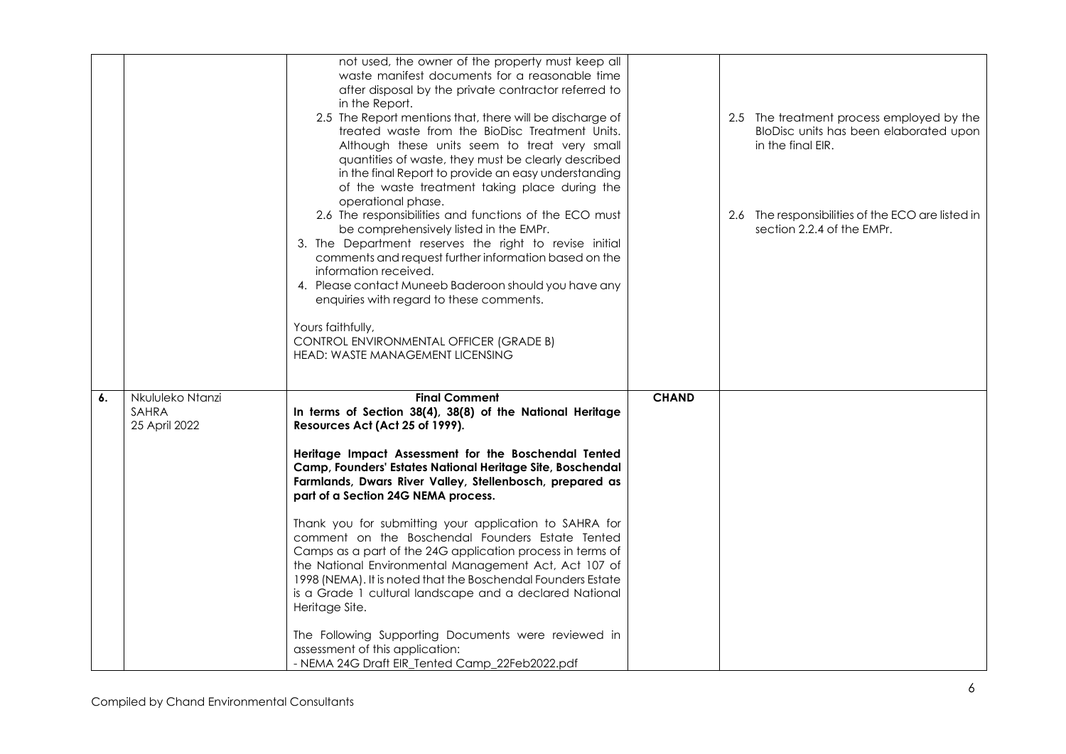| | | | | |
|---|---|---|---|---|
| | | not used, the owner of the property must keep all waste manifest documents for a reasonable time after disposal by the private contractor referred to in the Report.<br>2.5 The Report mentions that, there will be discharge of treated waste from the BioDisc Treatment Units. Although these units seem to treat very small quantities of waste, they must be clearly described in the final Report to provide an easy understanding of the waste treatment taking place during the operational phase.<br>2.6 The responsibilities and functions of the ECO must be comprehensively listed in the EMPr.<br>3. The Department reserves the right to revise initial comments and request further information based on the information received.<br>4. Please contact Muneeb Baderoon should you have any enquiries with regard to these comments.<br><br>Yours faithfully,<br>CONTROL ENVIRONMENTAL OFFICER (GRADE B)<br>HEAD: WASTE MANAGEMENT LICENSING | | 2.5 The treatment process employed by the BIoDisc units has been elaborated upon in the final EIR.<br><br>2.6 The responsibilities of the ECO are listed in section 2.2.4 of the EMPr. |
| **6.** | Nkululeko Ntanzi<br>SAHRA<br>25 April 2022 | **Final Comment**<br>**In terms of Section 38(4), 38(8) of the National Heritage Resources Act (Act 25 of 1999).**<br><br>**Heritage Impact Assessment for the Boschendal Tented Camp, Founders' Estates National Heritage Site, Boschendal Farmlands, Dwars River Valley, Stellenbosch, prepared as part of a Section 24G NEMA process.**<br><br>Thank you for submitting your application to SAHRA for comment on the Boschendal Founders Estate Tented Camps as a part of the 24G application process in terms of the National Environmental Management Act, Act 107 of 1998 (NEMA). It is noted that the Boschendal Founders Estate is a Grade 1 cultural landscape and a declared National Heritage Site.<br><br>The Following Supporting Documents were reviewed in assessment of this application:<br>- NEMA 24G Draft EIR_Tented Camp_22Feb2022.pdf | **CHAND** | |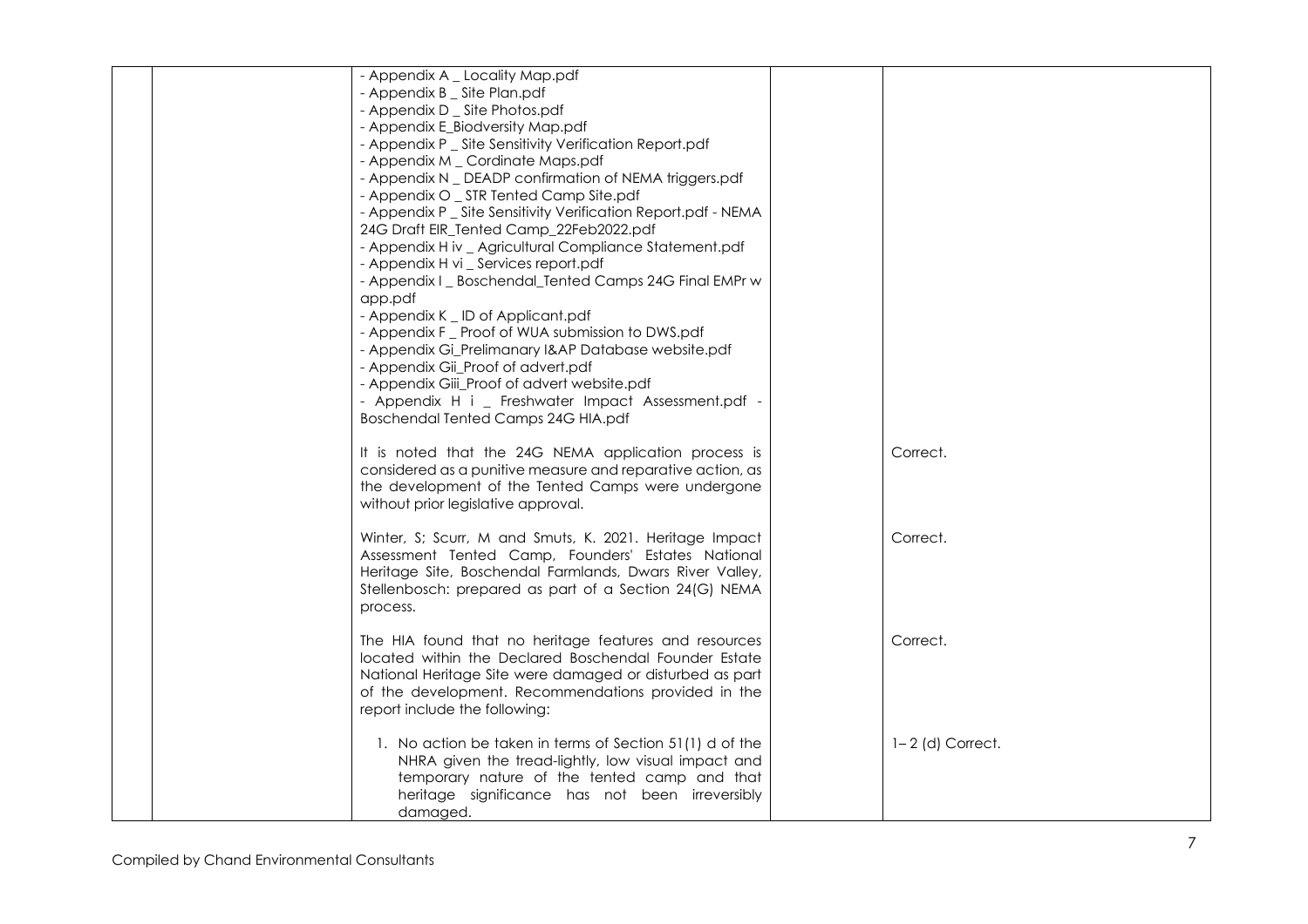| | | | | |
|---|---|---|---|---|
| | | - Appendix A _ Locality Map.pdf<br>- Appendix B _ Site Plan.pdf<br>- Appendix D _ Site Photos.pdf<br>- Appendix E_Biodversity Map.pdf<br>- Appendix P _ Site Sensitivity Verification Report.pdf<br>- Appendix M _ Cordinate Maps.pdf<br>- Appendix N _ DEADP confirmation of NEMA triggers.pdf<br>- Appendix O _ STR Tented Camp Site.pdf<br>- Appendix P _ Site Sensitivity Verification Report.pdf - NEMA 24G Draft EIR_Tented Camp_22Feb2022.pdf<br>- Appendix H iv _ Agricultural Compliance Statement.pdf<br>- Appendix H vi _ Services report.pdf<br>- Appendix I _ Boschendal_Tented Camps 24G Final EMPr w app.pdf<br>- Appendix K _ ID of Applicant.pdf<br>- Appendix F _ Proof of WUA submission to DWS.pdf<br>- Appendix Gi_Prelimanary I&AP Database website.pdf<br>- Appendix Gii_Proof of advert.pdf<br>- Appendix Giii_Proof of advert website.pdf<br>- Appendix H i _ Freshwater Impact Assessment.pdf - Boschendal Tented Camps 24G HIA.pdf | | |
| | | It is noted that the 24G NEMA application process is considered as a punitive measure and reparative action, as the development of the Tented Camps were undergone without prior legislative approval. | | Correct. |
| | | Winter, S; Scurr, M and Smuts, K. 2021. Heritage Impact Assessment Tented Camp, Founders' Estates National Heritage Site, Boschendal Farmlands, Dwars River Valley, Stellenbosch: prepared as part of a Section 24(G) NEMA process. | | Correct. |
| | | The HIA found that no heritage features and resources located within the Declared Boschendal Founder Estate National Heritage Site were damaged or disturbed as part of the development. Recommendations provided in the report include the following: | | Correct. |
| | | 1. No action be taken in terms of Section 51(1) d of the NHRA given the tread-lightly, low visual impact and temporary nature of the tented camp and that heritage significance has not been irreversibly damaged. | | 1– 2 (d) Correct. |

Compiled by Chand Environmental Consultants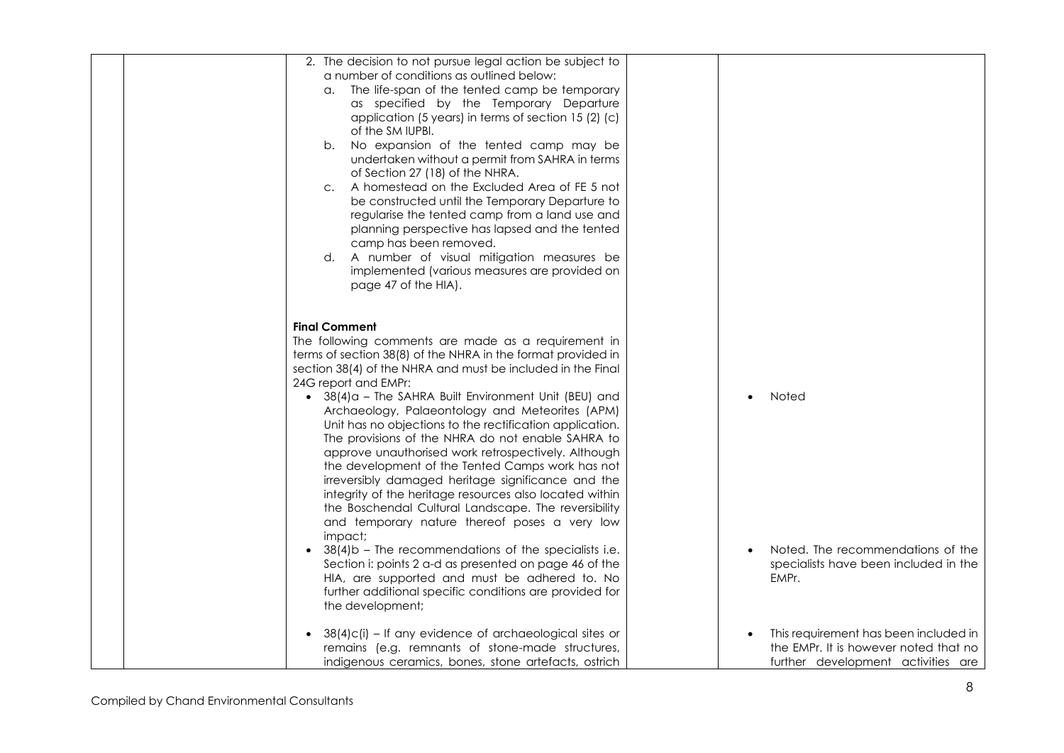| | | | | |
|---|---|---|---|---|
| | | 2. The decision to not pursue legal action be subject to a number of conditions as outlined below:<br>a. The life-span of the tented camp be temporary as specified by the Temporary Departure application (5 years) in terms of section 15 (2) (c) of the SM IUPBI.<br>b. No expansion of the tented camp may be undertaken without a permit from SAHRA in terms of Section 27 (18) of the NHRA.<br>c. A homestead on the Excluded Area of FE 5 not be constructed until the Temporary Departure to regularise the tented camp from a land use and planning perspective has lapsed and the tented camp has been removed.<br>d. A number of visual mitigation measures be implemented (various measures are provided on page 47 of the HIA).<br><br>**Final Comment**<br>The following comments are made as a requirement in terms of section 38(8) of the NHRA in the format provided in section 38(4) of the NHRA and must be included in the Final 24G report and EMPr:<br>• 38(4)a – The SAHRA Built Environment Unit (BEU) and Archaeology, Palaeontology and Meteorites (APM) Unit has no objections to the rectification application. The provisions of the NHRA do not enable SAHRA to approve unauthorised work retrospectively. Although the development of the Tented Camps work has not irreversibly damaged heritage significance and the integrity of the heritage resources also located within the Boschendal Cultural Landscape. The reversibility and temporary nature thereof poses a very low impact;<br>• 38(4)b – The recommendations of the specialists i.e. Section i: points 2 a-d as presented on page 46 of the HIA, are supported and must be adhered to. No further additional specific conditions are provided for the development;<br>• 38(4)c(i) – If any evidence of archaeological sites or remains (e.g. remnants of stone-made structures, indigenous ceramics, bones, stone artefacts, ostrich | | • Noted<br><br>• Noted. The recommendations of the specialists have been included in the EMPr.<br><br>• This requirement has been included in the EMPr. It is however noted that no further development activities are |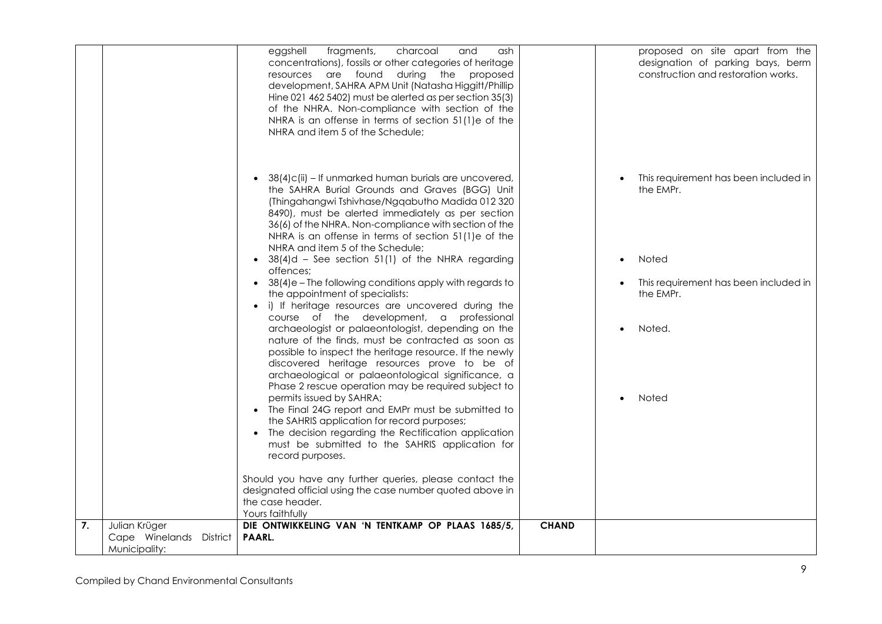| | | | | |
|---|---|---|---|---|
| | | eggshell fragments, charcoal and ash concentrations), fossils or other categories of heritage resources are found during the proposed development, SAHRA APM Unit (Natasha Higgitt/Phillip Hine 021 462 5402) must be alerted as per section 35(3) of the NHRA. Non-compliance with section of the NHRA is an offense in terms of section 51(1)e of the NHRA and item 5 of the Schedule;<br><br>• 38(4)c(ii) – If unmarked human burials are uncovered, the SAHRA Burial Grounds and Graves (BGG) Unit (Thingahangwi Tshivhase/Ngqabutho Madida 012 320 8490), must be alerted immediately as per section 36(6) of the NHRA. Non-compliance with section of the NHRA is an offense in terms of section 51(1)e of the NHRA and item 5 of the Schedule;<br>• 38(4)d – See section 51(1) of the NHRA regarding offences;<br>• 38(4)e – The following conditions apply with regards to the appointment of specialists:<br>• i) If heritage resources are uncovered during the course of the development, a professional archaeologist or palaeontologist, depending on the nature of the finds, must be contracted as soon as possible to inspect the heritage resource. If the newly discovered heritage resources prove to be of archaeological or palaeontological significance, a Phase 2 rescue operation may be required subject to permits issued by SAHRA;<br>• The Final 24G report and EMPr must be submitted to the SAHRIS application for record purposes;<br>• The decision regarding the Rectification application must be submitted to the SAHRIS application for record purposes.<br><br>Should you have any further queries, please contact the designated official using the case number quoted above in the case header.<br>Yours faithfully | | proposed on site apart from the designation of parking bays, berm construction and restoration works.<br><br>• This requirement has been included in the EMPr.<br><br>• Noted<br><br>• This requirement has been included in the EMPr.<br><br>• Noted.<br><br>• Noted |
| **7.** | Julian Krüger<br>Cape Winelands District Municipality: | **DIE ONTWIKKELING VAN 'N TENTKAMP OP PLAAS 1685/5, PAARL.** | **CHAND** | |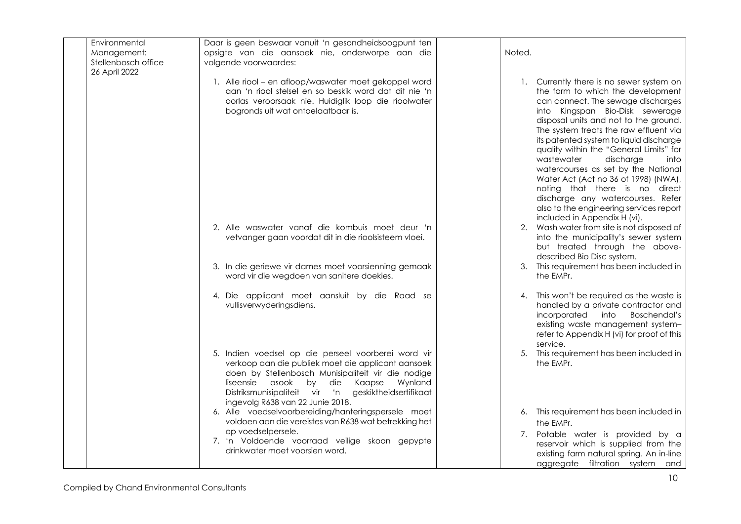| | | | | |
|---|---|---|---|---|
| | Environmental Management: Stellenbosch office 26 April 2022 | Daar is geen beswaar vanuit 'n gesondheidsoogpunt ten opsigte van die aansoek nie, onderworpe aan die volgende voorwaardes: | | Noted. |
| | | 1. Alle riool – en afloop/waswater moet gekoppel word aan 'n riool stelsel en so beskik word dat dit nie 'n oorlas veroorsaak nie. Huidiglik loop die rioolwater bogronds uit wat ontoelaatbaar is. | | 1. Currently there is no sewer system on the farm to which the development can connect. The sewage discharges into Kingspan Bio-Disk sewerage disposal units and not to the ground. The system treats the raw effluent via its patented system to liquid discharge quality within the "General Limits" for wastewater discharge into watercourses as set by the National Water Act (Act no 36 of 1998) (NWA), noting that there is no direct discharge any watercourses. Refer also to the engineering services report included in Appendix H (vi). |
| | | 2. Alle waswater vanaf die kombuis moet deur 'n vetvanger gaan voordat dit in die rioolsisteem vloei. | | 2. Wash water from site is not disposed of into the municipality's sewer system but treated through the above-described Bio Disc system. |
| | | 3. In die geriewe vir dames moet voorsienning gemaak word vir die wegdoen van sanitere doekies. | | 3. This requirement has been included in the EMPr. |
| | | 4. Die applicant moet aansluit by die Raad se vullisverwyderingsdiens. | | 4. This won't be required as the waste is handled by a private contractor and incorporated into Boschendal's existing waste management system– refer to Appendix H (vi) for proof of this service. |
| | | 5. Indien voedsel op die perseel voorberei word vir verkoop aan die publiek moet die applicant aansoek doen by Stellenbosch Munisipaliteit vir die nodige liseensie asook by die Kaapse Wynland Distriksmunisipaliteit vir 'n geskiktheidsertifikaat ingevolg R638 van 22 Junie 2018. | | 5. This requirement has been included in the EMPr. |
| | | 6. Alle voedselvoorbereiding/hanteringspersele moet voldoen aan die vereistes van R638 wat betrekking het op voedselpersele. | | 6. This requirement has been included in the EMPr. |
| | | 7. 'n Voldoende voorraad veilige skoon gepypte drinkwater moet voorsien word. | | 7. Potable water is provided by a reservoir which is supplied from the existing farm natural spring. An in-line aggregate filtration system and |

Compiled by Chand Environmental Consultants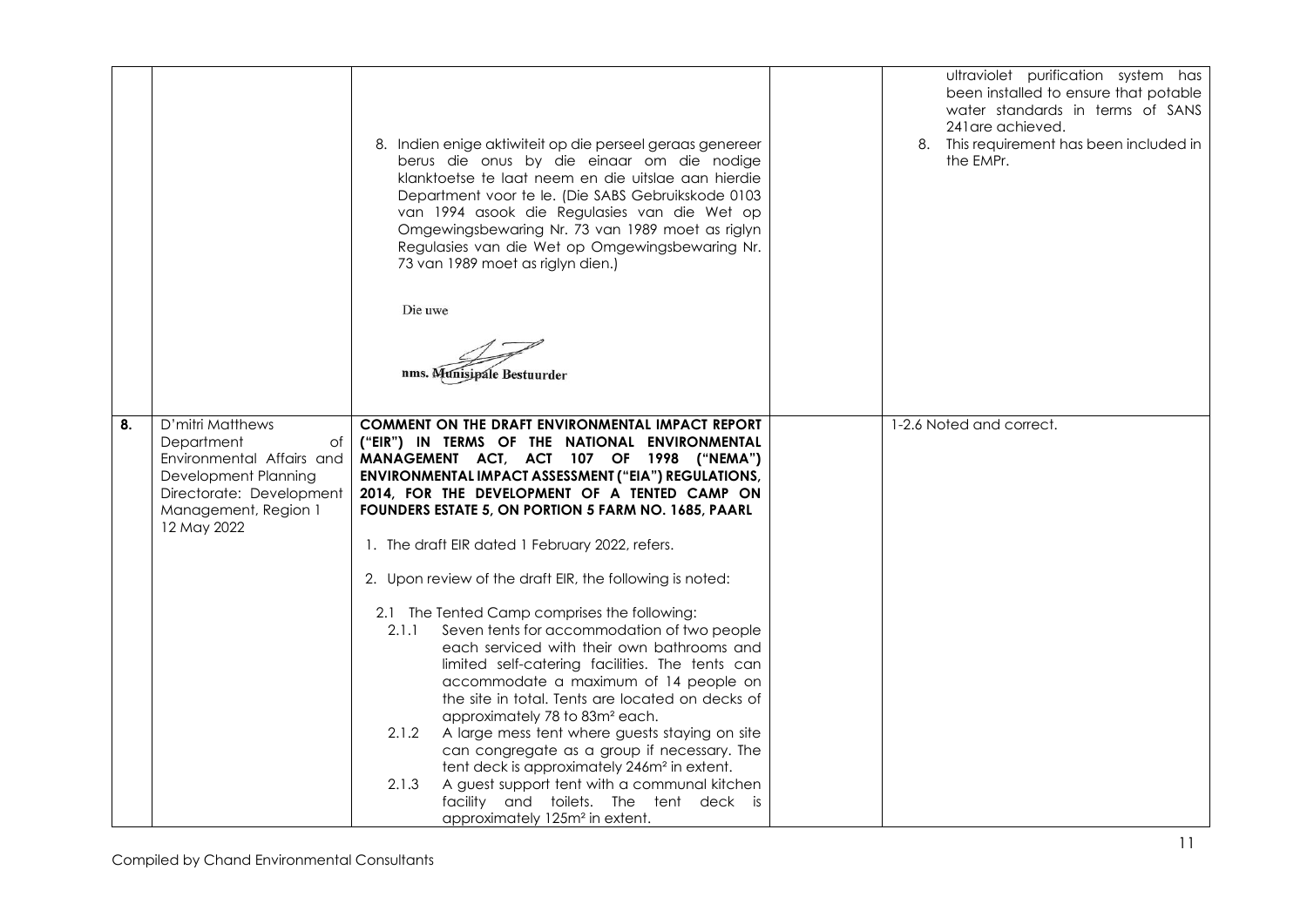| | | | | |
|---|---|---|---|---|
| | | 8. Indien enige aktiwiteit op die perseel geraas genereer berus die onus by die einaar om die nodige klanktoetse te laat neem en die uitslae aan hierdie Department voor te le. (Die SABS Gebruikskode 0103 van 1994 asook die Regulasies van die Wet op Omgewingsbewaring Nr. 73 van 1989 moet as riglyn Regulasies van die Wet op Omgewingsbewaring Nr. 73 van 1989 moet as riglyn dien.)<br><br>Die uwe<br><br>nms. Munisipale Bestuurder | | ultraviolet purification system has been installed to ensure that potable water standards in terms of SANS 241are achieved.<br>8. This requirement has been included in the EMPr. |
| **8.** | D'mitri Matthews<br>Department of Environmental Affairs and Development Planning<br>Directorate: Development Management, Region 1<br>12 May 2022 | **COMMENT ON THE DRAFT ENVIRONMENTAL IMPACT REPORT ("EIR") IN TERMS OF THE NATIONAL ENVIRONMENTAL MANAGEMENT ACT, ACT 107 OF 1998 ("NEMA") ENVIRONMENTAL IMPACT ASSESSMENT ("EIA") REGULATIONS, 2014, FOR THE DEVELOPMENT OF A TENTED CAMP ON FOUNDERS ESTATE 5, ON PORTION 5 FARM NO. 1685, PAARL**<br><br>1. The draft EIR dated 1 February 2022, refers.<br><br>2. Upon review of the draft EIR, the following is noted:<br><br>2.1 The Tented Camp comprises the following:<br>2.1.1 Seven tents for accommodation of two people each serviced with their own bathrooms and limited self-catering facilities. The tents can accommodate a maximum of 14 people on the site in total. Tents are located on decks of approximately 78 to 83m² each.<br>2.1.2 A large mess tent where guests staying on site can congregate as a group if necessary. The tent deck is approximately 246m² in extent.<br>2.1.3 A guest support tent with a communal kitchen facility and toilets. The tent deck is approximately 125m² in extent. | | 1-2.6 Noted and correct. |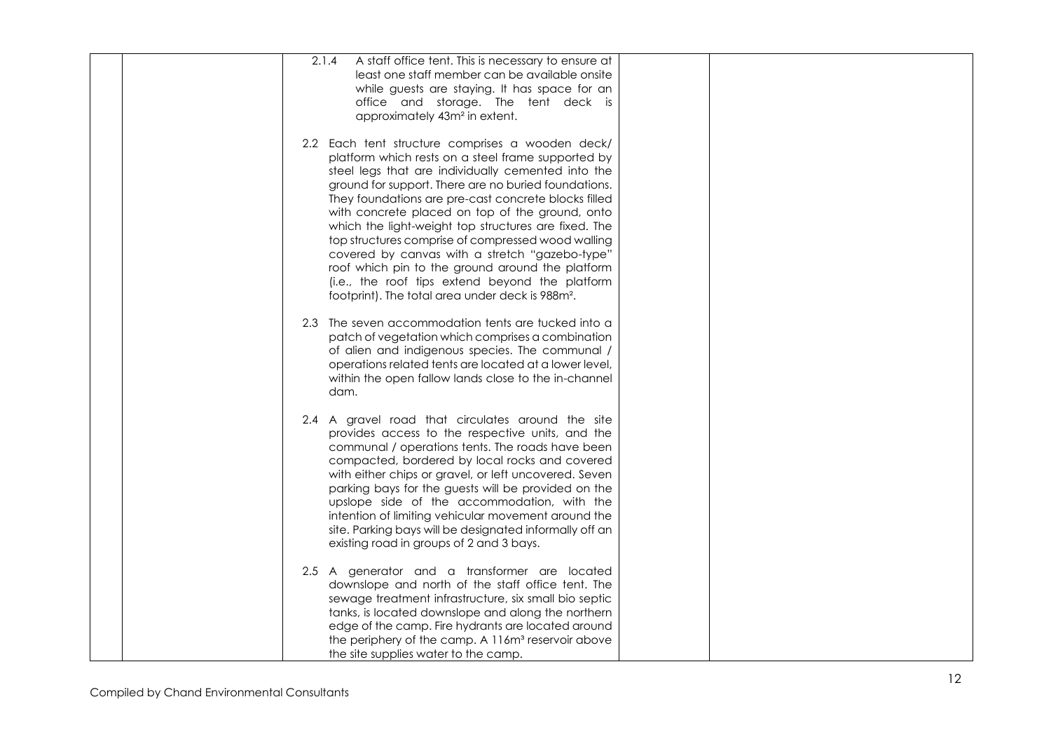| | | | | |
|---|---|---|---|---|
| | | 2.1.4 A staff office tent. This is necessary to ensure at least one staff member can be available onsite while guests are staying. It has space for an office and storage. The tent deck is approximately 43m² in extent.<br><br>2.2 Each tent structure comprises a wooden deck/ platform which rests on a steel frame supported by steel legs that are individually cemented into the ground for support. There are no buried foundations. They foundations are pre-cast concrete blocks filled with concrete placed on top of the ground, onto which the light-weight top structures are fixed. The top structures comprise of compressed wood walling covered by canvas with a stretch "gazebo-type" roof which pin to the ground around the platform (i.e., the roof tips extend beyond the platform footprint). The total area under deck is 988m².<br><br>2.3 The seven accommodation tents are tucked into a patch of vegetation which comprises a combination of alien and indigenous species. The communal / operations related tents are located at a lower level, within the open fallow lands close to the in-channel dam.<br><br>2.4 A gravel road that circulates around the site provides access to the respective units, and the communal / operations tents. The roads have been compacted, bordered by local rocks and covered with either chips or gravel, or left uncovered. Seven parking bays for the guests will be provided on the upslope side of the accommodation, with the intention of limiting vehicular movement around the site. Parking bays will be designated informally off an existing road in groups of 2 and 3 bays.<br><br>2.5 A generator and a transformer are located downslope and north of the staff office tent. The sewage treatment infrastructure, six small bio septic tanks, is located downslope and along the northern edge of the camp. Fire hydrants are located around the periphery of the camp. A 116m³ reservoir above the site supplies water to the camp. | | |

Compiled by Chand Environmental Consultants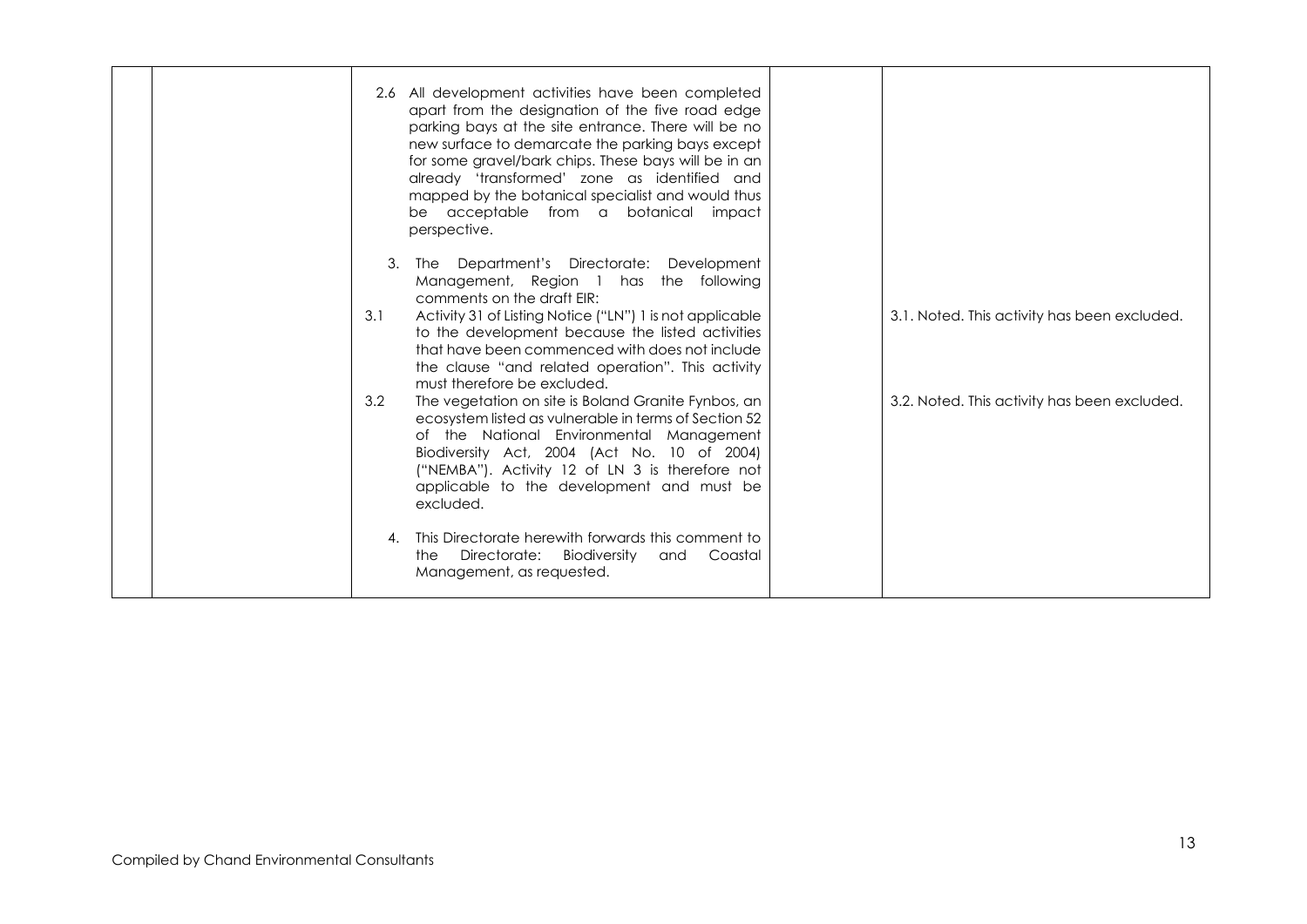| | | | | |
|---|---|---|---|---|
| | | 2.6 All development activities have been completed apart from the designation of the five road edge parking bays at the site entrance. There will be no new surface to demarcate the parking bays except for some gravel/bark chips. These bays will be in an already 'transformed' zone as identified and mapped by the botanical specialist and would thus be acceptable from a botanical impact perspective. | | |
| | | 3. The Department's Directorate: Development Management, Region 1 has the following comments on the draft EIR: | | |
| | | 3.1 Activity 31 of Listing Notice ("LN") 1 is not applicable to the development because the listed activities that have been commenced with does not include the clause "and related operation". This activity must therefore be excluded. | | 3.1. Noted. This activity has been excluded. |
| | | 3.2 The vegetation on site is Boland Granite Fynbos, an ecosystem listed as vulnerable in terms of Section 52 of the National Environmental Management Biodiversity Act, 2004 (Act No. 10 of 2004) ("NEMBA"). Activity 12 of LN 3 is therefore not applicable to the development and must be excluded. | | 3.2. Noted. This activity has been excluded. |
| | | 4. This Directorate herewith forwards this comment to the Directorate: Biodiversity and Coastal Management, as requested. | | |

Compiled by Chand Environmental Consultants